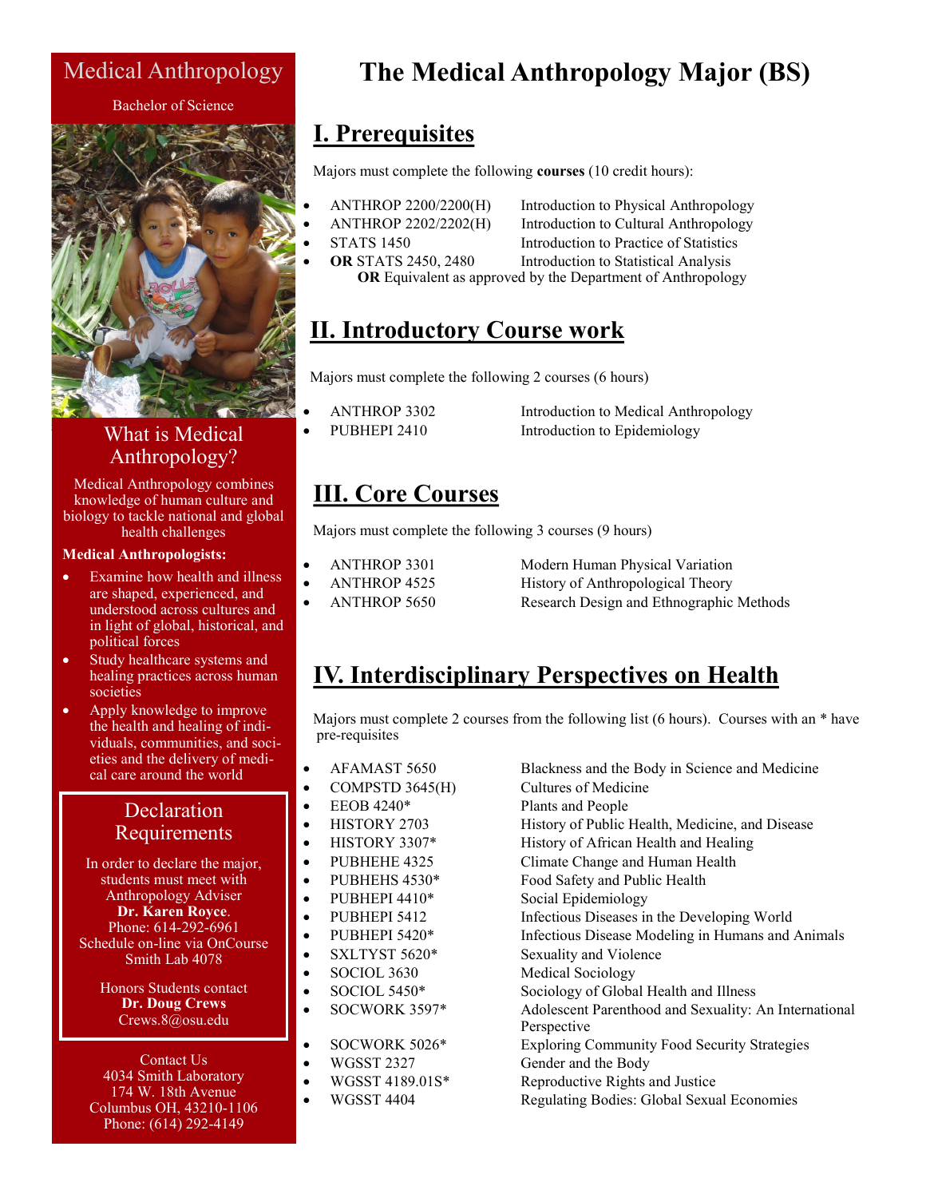# Medical Anthropology

Bachelor of Science

## What is Medical Anthropology?

Medical Anthropology combines knowledge of human culture and biology to tackle national and global health challenges

**Medical Anthropologists:**

- Examine how health and illness are shaped, experienced, and understood across cultures and in light of global, historical, and political forces
- Study healthcare systems and healing practices across human societies
- Apply knowledge to improve the health and healing of individuals, communities, and societies and the delivery of medical care around the world

## Declaration Requirements

In order to declare the major, students must meet with Anthropology Adviser **Dr. Karen Royce**. Phone: 614-292-6961 Schedule on-line via OnCourse Smith Lab 4078

Honors Students contact **Dr. Doug Crews** Crews.8@osu.edu

Contact Us
4034 Smith Laboratory
174 W. 18th Avenue
Columbus OH, 43210-1106
Phone: (614) 292-4149

# The Medical Anthropology Major (BS)

## I. Prerequisites

Majors must complete the following **courses** (10 credit hours):

- ANTHROP 2200/2200(H) — Introduction to Physical Anthropology
- ANTHROP 2202/2202(H) — Introduction to Cultural Anthropology
- STATS 1450 — Introduction to Practice of Statistics
- **OR** STATS 2450, 2480 — Introduction to Statistical Analysis

**OR** Equivalent as approved by the Department of Anthropology

## II. Introductory Course work

Majors must complete the following 2 courses (6 hours)

- ANTHROP 3302 — Introduction to Medical Anthropology
- PUBHEPI 2410 — Introduction to Epidemiology

## III. Core Courses

Majors must complete the following 3 courses (9 hours)

- ANTHROP 3301 — Modern Human Physical Variation
- ANTHROP 4525 — History of Anthropological Theory
- ANTHROP 5650 — Research Design and Ethnographic Methods

## IV. Interdisciplinary Perspectives on Health

Majors must complete 2 courses from the following list (6 hours). Courses with an * have pre-requisites

- AFAMAST 5650 — Blackness and the Body in Science and Medicine
- COMPSTD 3645(H) — Cultures of Medicine
- EEOB 4240* — Plants and People
- HISTORY 2703 — History of Public Health, Medicine, and Disease
- HISTORY 3307* — History of African Health and Healing
- PUBHEHE 4325 — Climate Change and Human Health
- PUBHEHS 4530* — Food Safety and Public Health
- PUBHEPI 4410* — Social Epidemiology
- PUBHEPI 5412 — Infectious Diseases in the Developing World
- PUBHEPI 5420* — Infectious Disease Modeling in Humans and Animals
- SXLTYST 5620* — Sexuality and Violence
- SOCIOL 3630 — Medical Sociology
- SOCIOL 5450* — Sociology of Global Health and Illness
- SOCWORK 3597* — Adolescent Parenthood and Sexuality: An International Perspective
- SOCWORK 5026* — Exploring Community Food Security Strategies
- WGSST 2327 — Gender and the Body
- WGSST 4189.01S* — Reproductive Rights and Justice
- WGSST 4404 — Regulating Bodies: Global Sexual Economies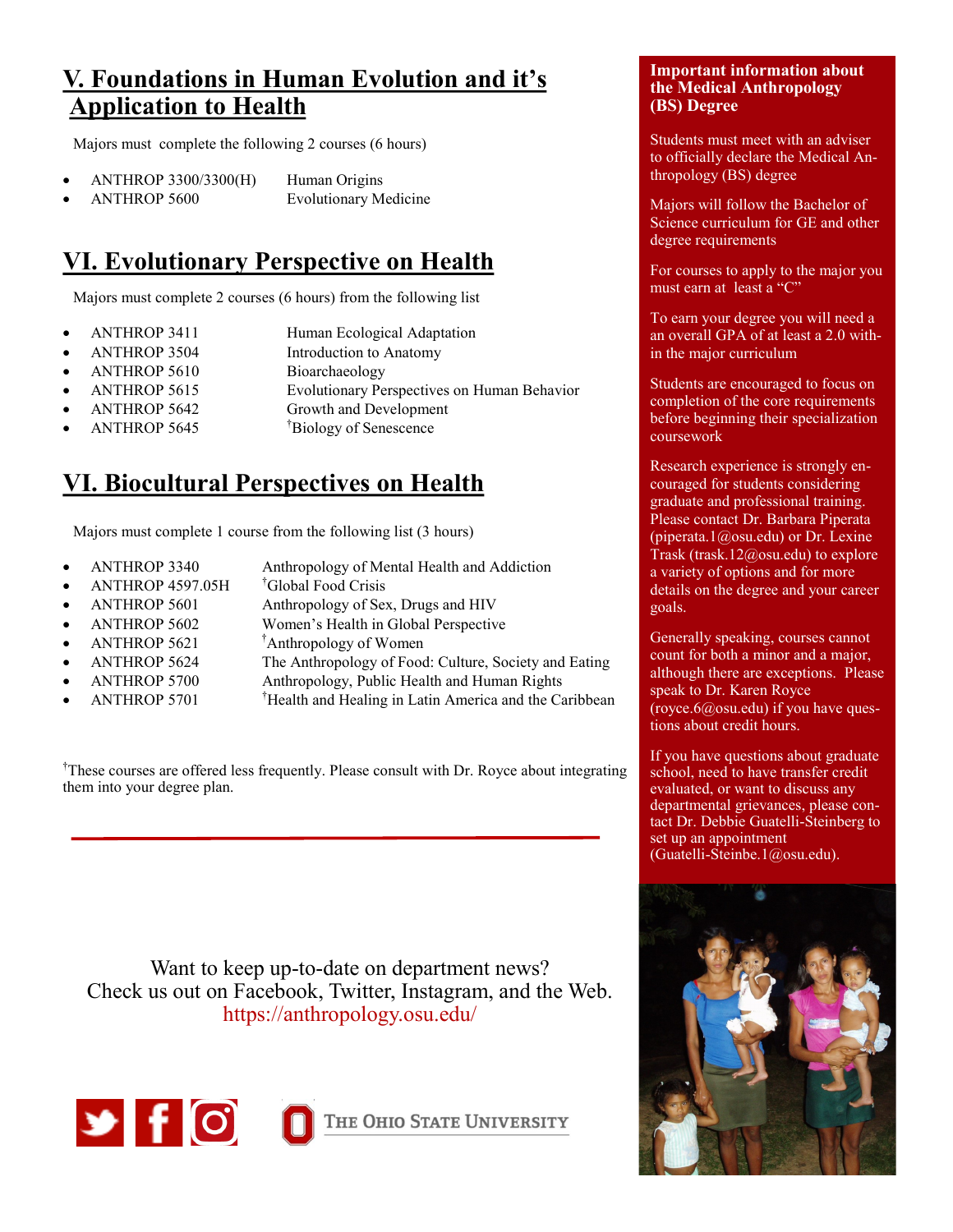## V. Foundations in Human Evolution and it's Application to Health

Majors must complete the following 2 courses (6 hours)

- ANTHROP 3300/3300(H) Human Origins
- ANTHROP 5600 Evolutionary Medicine

## VI. Evolutionary Perspective on Health

Majors must complete 2 courses (6 hours) from the following list

- ANTHROP 3411 Human Ecological Adaptation
- ANTHROP 3504 Introduction to Anatomy
- ANTHROP 5610 Bioarchaeology
- ANTHROP 5615 Evolutionary Perspectives on Human Behavior
- ANTHROP 5642 Growth and Development
- ANTHROP 5645 †Biology of Senescence

## VI. Biocultural Perspectives on Health

Majors must complete 1 course from the following list (3 hours)

- ANTHROP 3340 Anthropology of Mental Health and Addiction
- ANTHROP 4597.05H †Global Food Crisis
- ANTHROP 5601 Anthropology of Sex, Drugs and HIV
- ANTHROP 5602 Women's Health in Global Perspective
- ANTHROP 5621 †Anthropology of Women
- ANTHROP 5624 The Anthropology of Food: Culture, Society and Eating
- ANTHROP 5700 Anthropology, Public Health and Human Rights
- ANTHROP 5701 †Health and Healing in Latin America and the Caribbean

†These courses are offered less frequently. Please consult with Dr. Royce about integrating them into your degree plan.

Want to keep up-to-date on department news?
Check us out on Facebook, Twitter, Instagram, and the Web.
https://anthropology.osu.edu/

The Ohio State University

### Important information about the Medical Anthropology (BS) Degree

Students must meet with an adviser to officially declare the Medical Anthropology (BS) degree

Majors will follow the Bachelor of Science curriculum for GE and other degree requirements

For courses to apply to the major you must earn at least a "C"

To earn your degree you will need a an overall GPA of at least a 2.0 within the major curriculum

Students are encouraged to focus on completion of the core requirements before beginning their specialization coursework

Research experience is strongly encouraged for students considering graduate and professional training. Please contact Dr. Barbara Piperata (piperata.1@osu.edu) or Dr. Lexine Trask (trask.12@osu.edu) to explore a variety of options and for more details on the degree and your career goals.

Generally speaking, courses cannot count for both a minor and a major, although there are exceptions. Please speak to Dr. Karen Royce (royce.6@osu.edu) if you have questions about credit hours.

If you have questions about graduate school, need to have transfer credit evaluated, or want to discuss any departmental grievances, please contact Dr. Debbie Guatelli-Steinberg to set up an appointment (Guatelli-Steinbe.1@osu.edu).